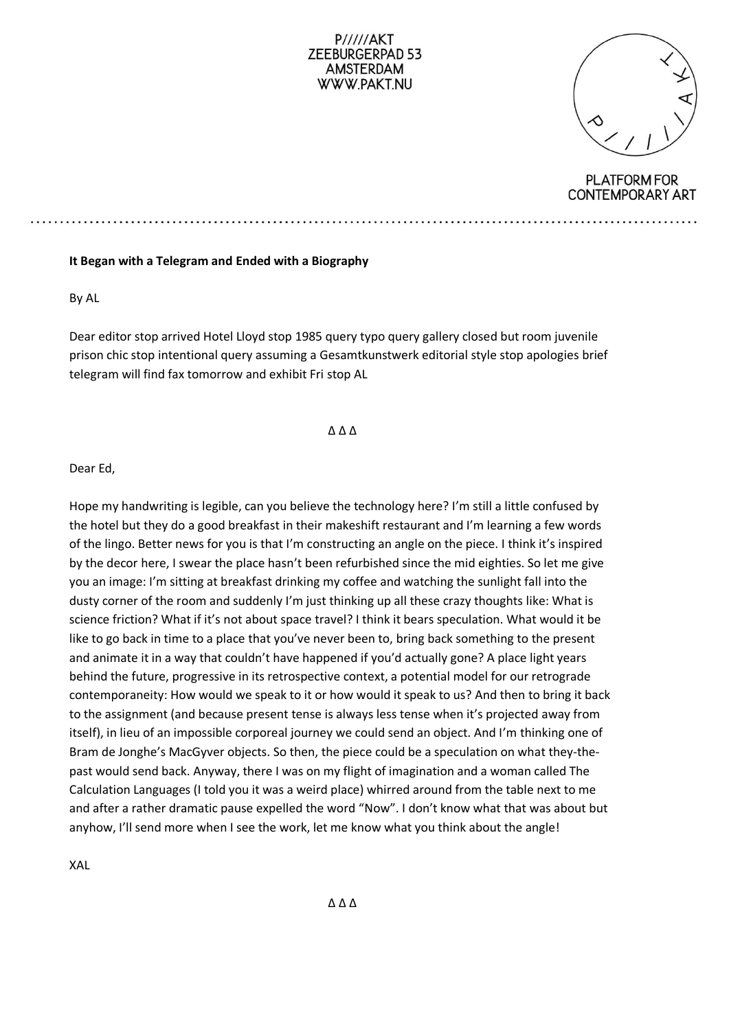**It Began with a Telegram and Ended with a Biography**

By AL

Dear editor stop arrived Hotel Lloyd stop 1985 query typo query gallery closed but room juvenile prison chic stop intentional query assuming a Gesamtkunstwerk editorial style stop apologies brief telegram will find fax tomorrow and exhibit Fri stop AL

Δ Δ Δ

Dear Ed,

Hope my handwriting is legible, can you believe the technology here? I'm still a little confused by the hotel but they do a good breakfast in their makeshift restaurant and I'm learning a few words of the lingo. Better news for you is that I'm constructing an angle on the piece. I think it's inspired by the decor here, I swear the place hasn't been refurbished since the mid eighties. So let me give you an image: I'm sitting at breakfast drinking my coffee and watching the sunlight fall into the dusty corner of the room and suddenly I'm just thinking up all these crazy thoughts like: What is science friction? What if it's not about space travel? I think it bears speculation. What would it be like to go back in time to a place that you've never been to, bring back something to the present and animate it in a way that couldn't have happened if you'd actually gone? A place light years behind the future, progressive in its retrospective context, a potential model for our retrograde contemporaneity: How would we speak to it or how would it speak to us? And then to bring it back to the assignment (and because present tense is always less tense when it's projected away from itself), in lieu of an impossible corporeal journey we could send an object. And I'm thinking one of Bram de Jonghe's MacGyver objects. So then, the piece could be a speculation on what they-the-past would send back. Anyway, there I was on my flight of imagination and a woman called The Calculation Languages (I told you it was a weird place) whirred around from the table next to me and after a rather dramatic pause expelled the word "Now". I don't know what that was about but anyhow, I'll send more when I see the work, let me know what you think about the angle!

XAL

Δ Δ Δ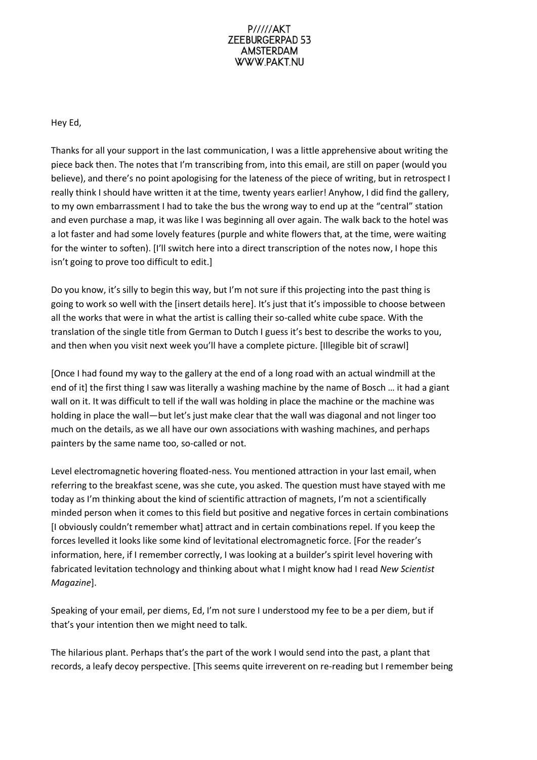P/////AKT
ZEEBURGERPAD 53
AMSTERDAM
WWW.PAKT.NU

Hey Ed,

Thanks for all your support in the last communication, I was a little apprehensive about writing the piece back then. The notes that I'm transcribing from, into this email, are still on paper (would you believe), and there's no point apologising for the lateness of the piece of writing, but in retrospect I really think I should have written it at the time, twenty years earlier! Anyhow, I did find the gallery, to my own embarrassment I had to take the bus the wrong way to end up at the "central" station and even purchase a map, it was like I was beginning all over again. The walk back to the hotel was a lot faster and had some lovely features (purple and white flowers that, at the time, were waiting for the winter to soften). [I'll switch here into a direct transcription of the notes now, I hope this isn't going to prove too difficult to edit.]

Do you know, it's silly to begin this way, but I'm not sure if this projecting into the past thing is going to work so well with the [insert details here]. It's just that it's impossible to choose between all the works that were in what the artist is calling their so-called white cube space. With the translation of the single title from German to Dutch I guess it's best to describe the works to you, and then when you visit next week you'll have a complete picture. [Illegible bit of scrawl]

[Once I had found my way to the gallery at the end of a long road with an actual windmill at the end of it] the first thing I saw was literally a washing machine by the name of Bosch … it had a giant wall on it. It was difficult to tell if the wall was holding in place the machine or the machine was holding in place the wall—but let's just make clear that the wall was diagonal and not linger too much on the details, as we all have our own associations with washing machines, and perhaps painters by the same name too, so-called or not.

Level electromagnetic hovering floated-ness. You mentioned attraction in your last email, when referring to the breakfast scene, was she cute, you asked. The question must have stayed with me today as I'm thinking about the kind of scientific attraction of magnets, I'm not a scientifically minded person when it comes to this field but positive and negative forces in certain combinations [I obviously couldn't remember what] attract and in certain combinations repel. If you keep the forces levelled it looks like some kind of levitational electromagnetic force. [For the reader's information, here, if I remember correctly, I was looking at a builder's spirit level hovering with fabricated levitation technology and thinking about what I might know had I read *New Scientist Magazine*].

Speaking of your email, per diems, Ed, I'm not sure I understood my fee to be a per diem, but if that's your intention then we might need to talk.

The hilarious plant. Perhaps that's the part of the work I would send into the past, a plant that records, a leafy decoy perspective. [This seems quite irreverent on re-reading but I remember being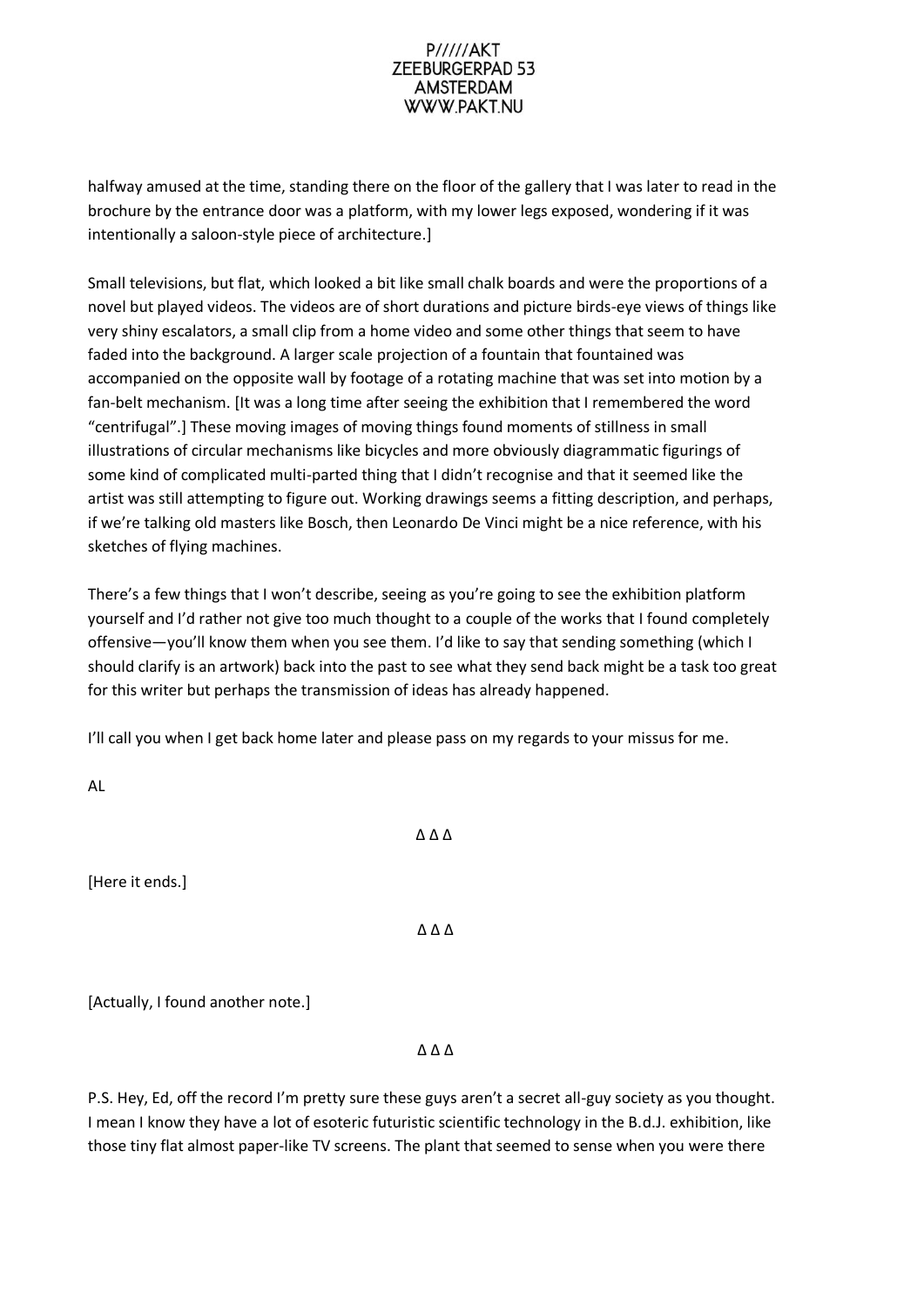halfway amused at the time, standing there on the floor of the gallery that I was later to read in the brochure by the entrance door was a platform, with my lower legs exposed, wondering if it was intentionally a saloon-style piece of architecture.]

Small televisions, but flat, which looked a bit like small chalk boards and were the proportions of a novel but played videos. The videos are of short durations and picture birds-eye views of things like very shiny escalators, a small clip from a home video and some other things that seem to have faded into the background. A larger scale projection of a fountain that fountained was accompanied on the opposite wall by footage of a rotating machine that was set into motion by a fan-belt mechanism. [It was a long time after seeing the exhibition that I remembered the word "centrifugal".] These moving images of moving things found moments of stillness in small illustrations of circular mechanisms like bicycles and more obviously diagrammatic figurings of some kind of complicated multi-parted thing that I didn't recognise and that it seemed like the artist was still attempting to figure out. Working drawings seems a fitting description, and perhaps, if we're talking old masters like Bosch, then Leonardo De Vinci might be a nice reference, with his sketches of flying machines.

There's a few things that I won't describe, seeing as you're going to see the exhibition platform yourself and I'd rather not give too much thought to a couple of the works that I found completely offensive—you'll know them when you see them. I'd like to say that sending something (which I should clarify is an artwork) back into the past to see what they send back might be a task too great for this writer but perhaps the transmission of ideas has already happened.

I'll call you when I get back home later and please pass on my regards to your missus for me.

AL

Δ Δ Δ

[Here it ends.]

Δ Δ Δ

[Actually, I found another note.]

Δ Δ Δ

P.S. Hey, Ed, off the record I'm pretty sure these guys aren't a secret all-guy society as you thought. I mean I know they have a lot of esoteric futuristic scientific technology in the B.d.J. exhibition, like those tiny flat almost paper-like TV screens. The plant that seemed to sense when you were there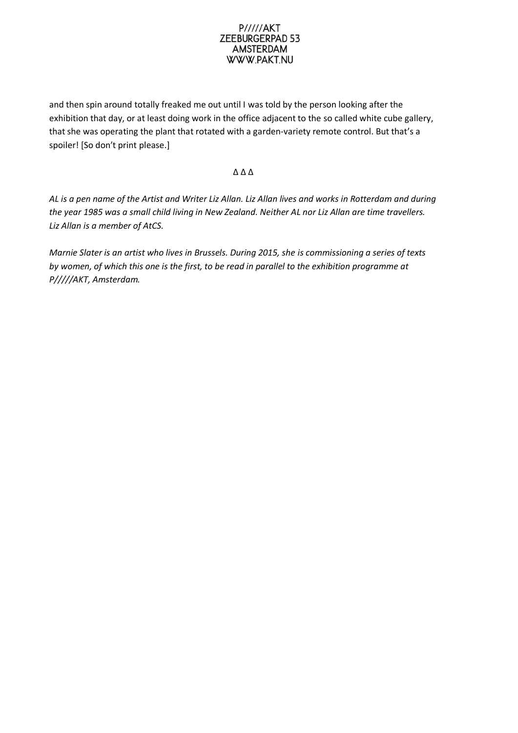and then spin around totally freaked me out until I was told by the person looking after the exhibition that day, or at least doing work in the office adjacent to the so called white cube gallery, that she was operating the plant that rotated with a garden-variety remote control. But that's a spoiler! [So don't print please.]

Δ Δ Δ

*AL is a pen name of the Artist and Writer Liz Allan. Liz Allan lives and works in Rotterdam and during the year 1985 was a small child living in New Zealand. Neither AL nor Liz Allan are time travellers. Liz Allan is a member of AtCS.*

*Marnie Slater is an artist who lives in Brussels. During 2015, she is commissioning a series of texts by women, of which this one is the first, to be read in parallel to the exhibition programme at P/////AKT, Amsterdam.*